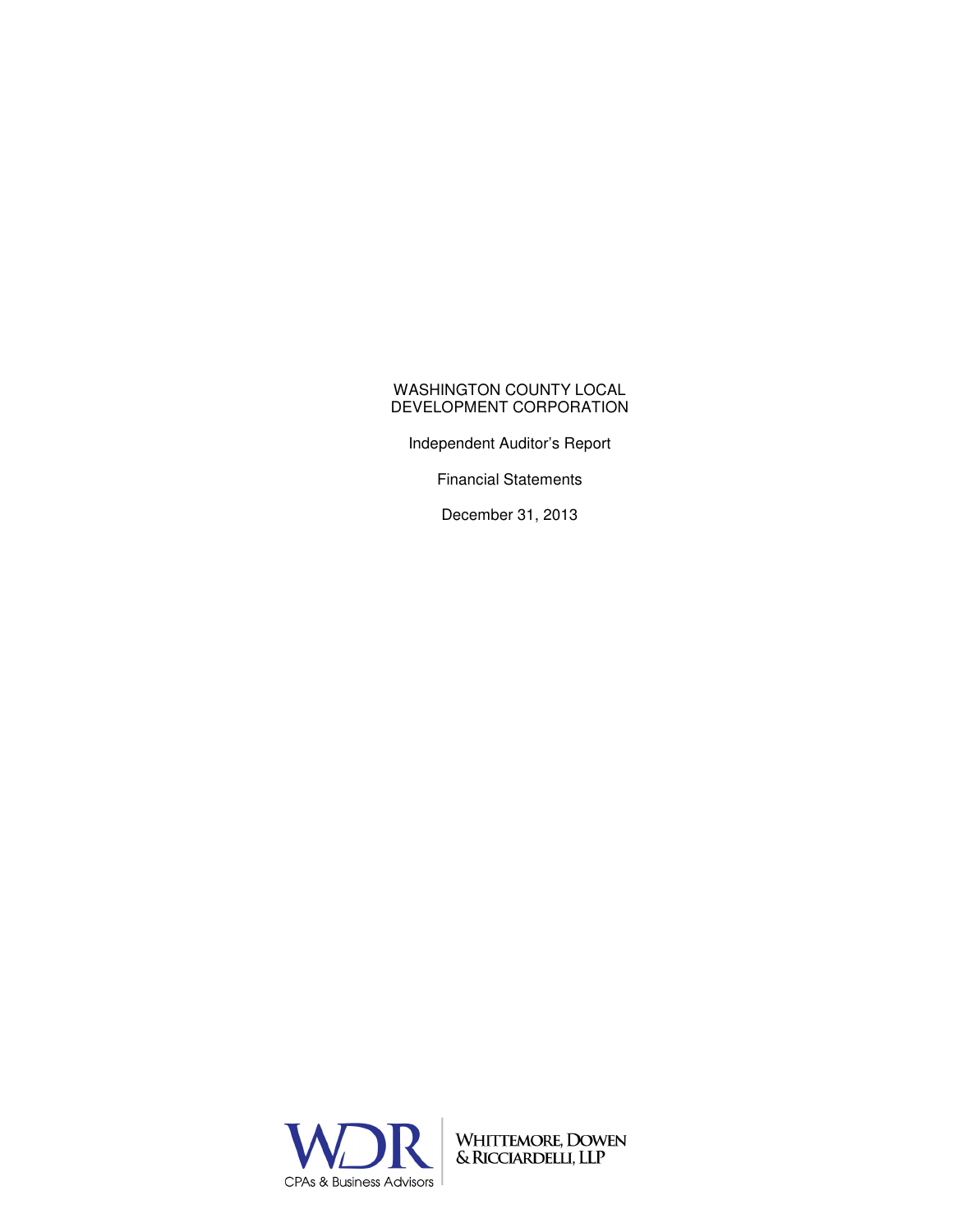# WASHINGTON COUNTY LOCAL DEVELOPMENT CORPORATION

Independent Auditor's Report

Financial Statements

December 31, 2013

WDR
CPAs & Business Advisors

WHITTEMORE, DOWEN & RICCIARDELLI, LLP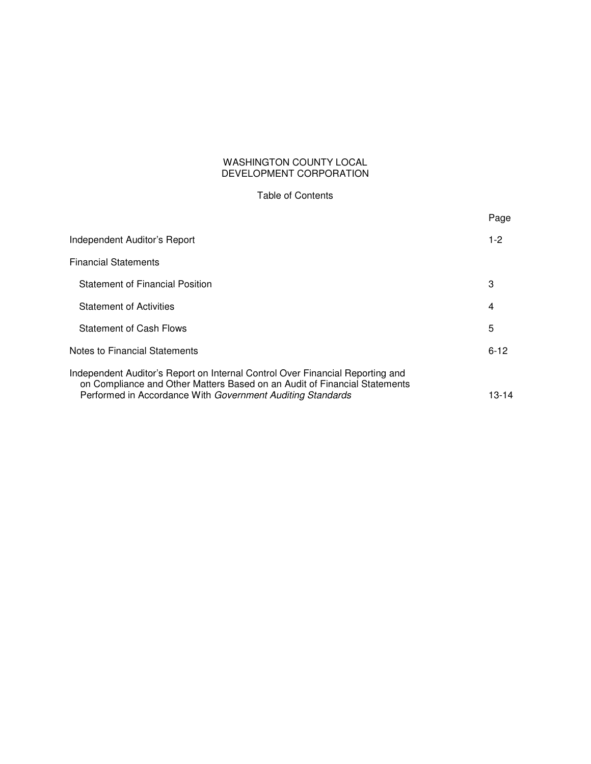# WASHINGTON COUNTY LOCAL DEVELOPMENT CORPORATION

## Table of Contents

| | Page |
|---|---|
| Independent Auditor's Report | 1-2 |
| Financial Statements | |
| Statement of Financial Position | 3 |
| Statement of Activities | 4 |
| Statement of Cash Flows | 5 |
| Notes to Financial Statements | 6-12 |
| Independent Auditor's Report on Internal Control Over Financial Reporting and on Compliance and Other Matters Based on an Audit of Financial Statements Performed in Accordance With *Government Auditing Standards* | 13-14 |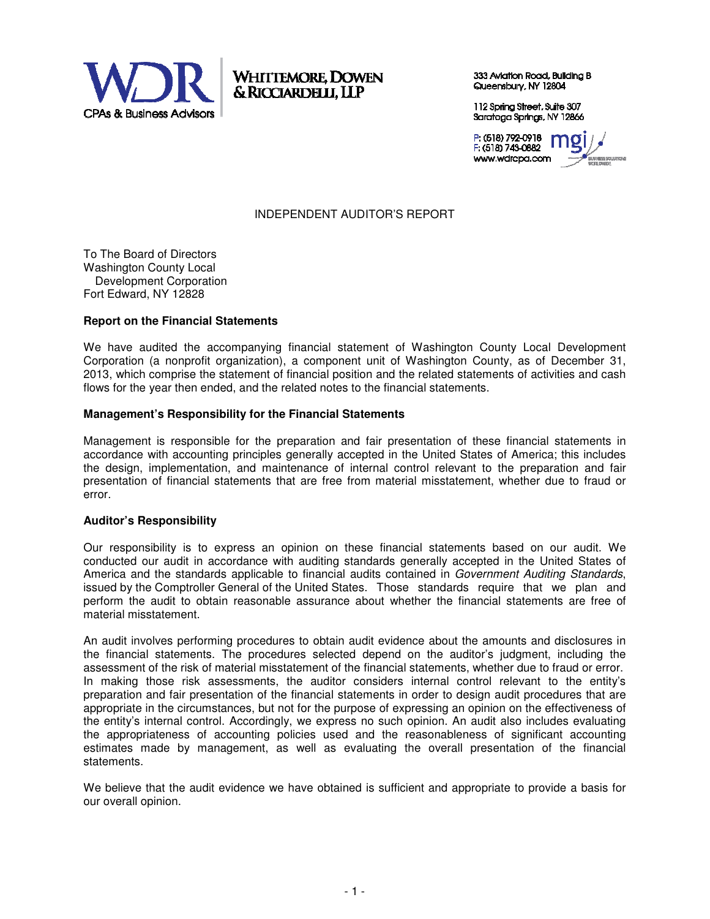**WHITTEMORE, DOWEN & RICCIARDELLI, LLP**

CPAs & Business Advisors

333 Aviation Road, Building B
Queensbury, NY 12804

112 Spring Street, Suite 307
Saratoga Springs, NY 12866

P: (518) 792-0918
F: (518) 743-0882
www.wdrcpa.com

# INDEPENDENT AUDITOR'S REPORT

To The Board of Directors
Washington County Local
Development Corporation
Fort Edward, NY 12828

**Report on the Financial Statements**

We have audited the accompanying financial statement of Washington County Local Development Corporation (a nonprofit organization), a component unit of Washington County, as of December 31, 2013, which comprise the statement of financial position and the related statements of activities and cash flows for the year then ended, and the related notes to the financial statements.

**Management's Responsibility for the Financial Statements**

Management is responsible for the preparation and fair presentation of these financial statements in accordance with accounting principles generally accepted in the United States of America; this includes the design, implementation, and maintenance of internal control relevant to the preparation and fair presentation of financial statements that are free from material misstatement, whether due to fraud or error.

**Auditor's Responsibility**

Our responsibility is to express an opinion on these financial statements based on our audit. We conducted our audit in accordance with auditing standards generally accepted in the United States of America and the standards applicable to financial audits contained in *Government Auditing Standards*, issued by the Comptroller General of the United States. Those standards require that we plan and perform the audit to obtain reasonable assurance about whether the financial statements are free of material misstatement.

An audit involves performing procedures to obtain audit evidence about the amounts and disclosures in the financial statements. The procedures selected depend on the auditor's judgment, including the assessment of the risk of material misstatement of the financial statements, whether due to fraud or error. In making those risk assessments, the auditor considers internal control relevant to the entity's preparation and fair presentation of the financial statements in order to design audit procedures that are appropriate in the circumstances, but not for the purpose of expressing an opinion on the effectiveness of the entity's internal control. Accordingly, we express no such opinion. An audit also includes evaluating the appropriateness of accounting policies used and the reasonableness of significant accounting estimates made by management, as well as evaluating the overall presentation of the financial statements.

We believe that the audit evidence we have obtained is sufficient and appropriate to provide a basis for our overall opinion.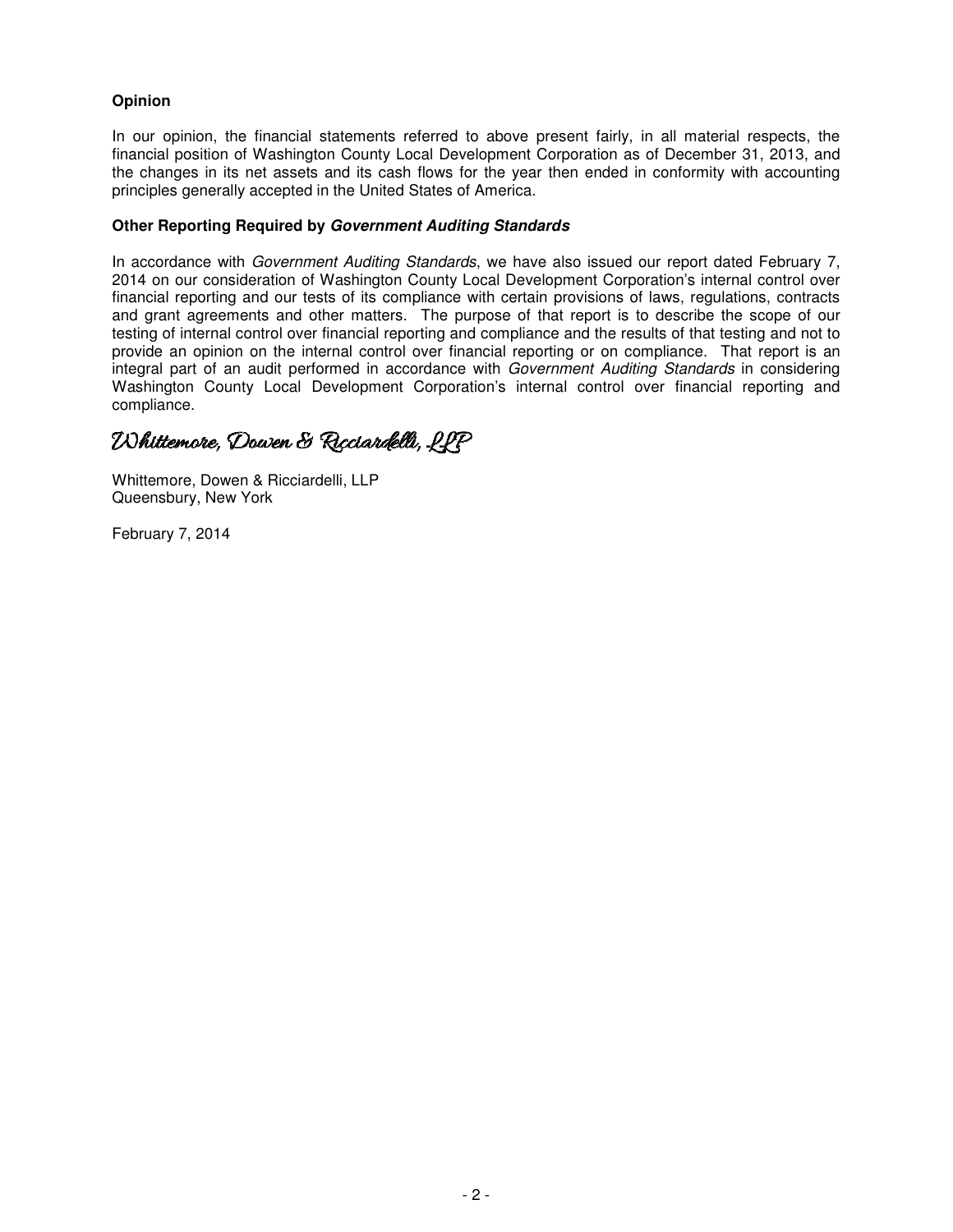**Opinion**

In our opinion, the financial statements referred to above present fairly, in all material respects, the financial position of Washington County Local Development Corporation as of December 31, 2013, and the changes in its net assets and its cash flows for the year then ended in conformity with accounting principles generally accepted in the United States of America.

**Other Reporting Required by *Government Auditing Standards***

In accordance with *Government Auditing Standards*, we have also issued our report dated February 7, 2014 on our consideration of Washington County Local Development Corporation's internal control over financial reporting and our tests of its compliance with certain provisions of laws, regulations, contracts and grant agreements and other matters. The purpose of that report is to describe the scope of our testing of internal control over financial reporting and compliance and the results of that testing and not to provide an opinion on the internal control over financial reporting or on compliance. That report is an integral part of an audit performed in accordance with *Government Auditing Standards* in considering Washington County Local Development Corporation's internal control over financial reporting and compliance.

*Whittemore, Dowen & Ricciardelli, LLP*

Whittemore, Dowen & Ricciardelli, LLP
Queensbury, New York

February 7, 2014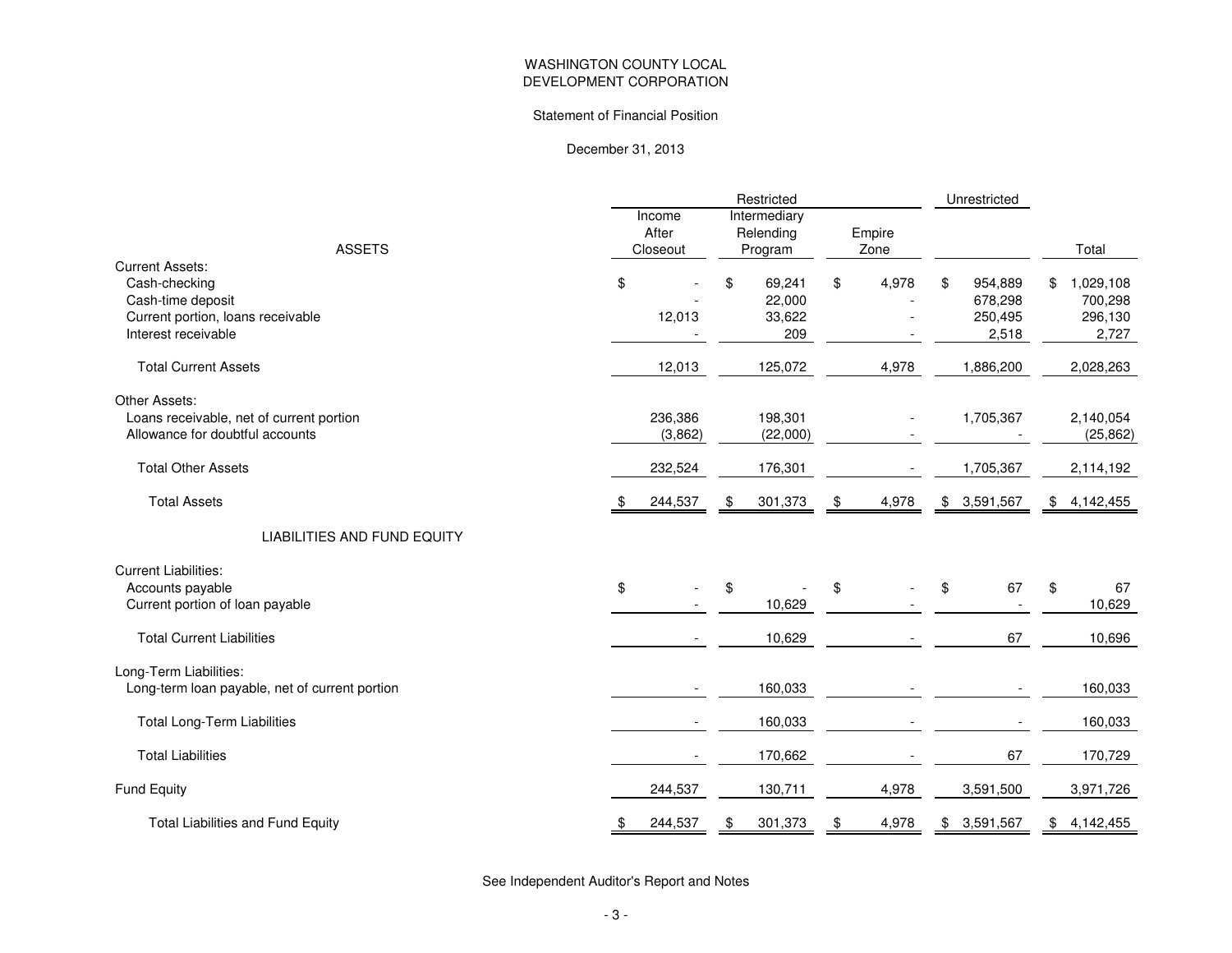# WASHINGTON COUNTY LOCAL DEVELOPMENT CORPORATION

## Statement of Financial Position

### December 31, 2013

| | Restricted | | | Unrestricted | |
|---|---|---|---|---|---|
| ASSETS | Income After Closeout | Intermediary Relending Program | Empire Zone | | Total |
| Current Assets: | | | | | |
| Cash-checking | $ - | $ 69,241 | $ 4,978 | $ 954,889 | $ 1,029,108 |
| Cash-time deposit | - | 22,000 | - | 678,298 | 700,298 |
| Current portion, loans receivable | 12,013 | 33,622 | - | 250,495 | 296,130 |
| Interest receivable | - | 209 | - | 2,518 | 2,727 |
| Total Current Assets | 12,013 | 125,072 | 4,978 | 1,886,200 | 2,028,263 |
| Other Assets: | | | | | |
| Loans receivable, net of current portion | 236,386 | 198,301 | - | 1,705,367 | 2,140,054 |
| Allowance for doubtful accounts | (3,862) | (22,000) | - | - | (25,862) |
| Total Other Assets | 232,524 | 176,301 | - | 1,705,367 | 2,114,192 |
| Total Assets | $ 244,537 | $ 301,373 | $ 4,978 | $ 3,591,567 | $ 4,142,455 |
| LIABILITIES AND FUND EQUITY | | | | | |
| Current Liabilities: | | | | | |
| Accounts payable | $ - | $ - | $ - | $ 67 | $ 67 |
| Current portion of loan payable | - | 10,629 | - | - | 10,629 |
| Total Current Liabilities | - | 10,629 | - | 67 | 10,696 |
| Long-Term Liabilities: | | | | | |
| Long-term loan payable, net of current portion | - | 160,033 | - | - | 160,033 |
| Total Long-Term Liabilities | - | 160,033 | - | - | 160,033 |
| Total Liabilities | - | 170,662 | - | 67 | 170,729 |
| Fund Equity | 244,537 | 130,711 | 4,978 | 3,591,500 | 3,971,726 |
| Total Liabilities and Fund Equity | $ 244,537 | $ 301,373 | $ 4,978 | $ 3,591,567 | $ 4,142,455 |

See Independent Auditor's Report and Notes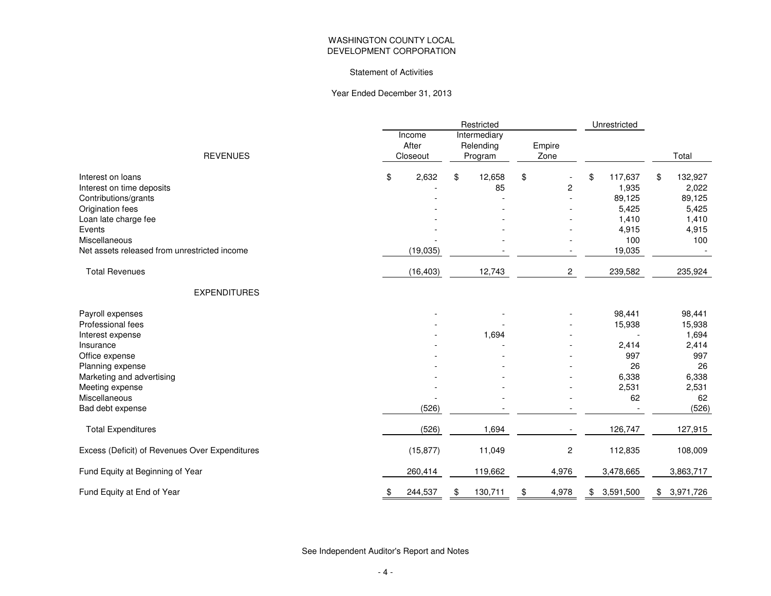# WASHINGTON COUNTY LOCAL DEVELOPMENT CORPORATION

## Statement of Activities

### Year Ended December 31, 2013

| | Restricted | | | Unrestricted | |
|---|---|---|---|---|---|
| REVENUES | Income After Closeout | Intermediary Relending Program | Empire Zone | | Total |
| Interest on loans | $ 2,632 | $ 12,658 | $ - | $ 117,637 | $ 132,927 |
| Interest on time deposits | - | 85 | 2 | 1,935 | 2,022 |
| Contributions/grants | - | - | - | 89,125 | 89,125 |
| Origination fees | - | - | - | 5,425 | 5,425 |
| Loan late charge fee | - | - | - | 1,410 | 1,410 |
| Events | - | - | - | 4,915 | 4,915 |
| Miscellaneous | - | - | - | 100 | 100 |
| Net assets released from unrestricted income | (19,035) | - | - | 19,035 | - |
| Total Revenues | (16,403) | 12,743 | 2 | 239,582 | 235,924 |
| **EXPENDITURES** | | | | | |
| Payroll expenses | - | - | - | 98,441 | 98,441 |
| Professional fees | - | - | - | 15,938 | 15,938 |
| Interest expense | - | 1,694 | - | - | 1,694 |
| Insurance | - | - | - | 2,414 | 2,414 |
| Office expense | - | - | - | 997 | 997 |
| Planning expense | - | - | - | 26 | 26 |
| Marketing and advertising | - | - | - | 6,338 | 6,338 |
| Meeting expense | - | - | - | 2,531 | 2,531 |
| Miscellaneous | - | - | - | 62 | 62 |
| Bad debt expense | (526) | - | - | - | (526) |
| Total Expenditures | (526) | 1,694 | - | 126,747 | 127,915 |
| Excess (Deficit) of Revenues Over Expenditures | (15,877) | 11,049 | 2 | 112,835 | 108,009 |
| Fund Equity at Beginning of Year | 260,414 | 119,662 | 4,976 | 3,478,665 | 3,863,717 |
| Fund Equity at End of Year | $ 244,537 | $ 130,711 | $ 4,978 | $ 3,591,500 | $ 3,971,726 |

See Independent Auditor's Report and Notes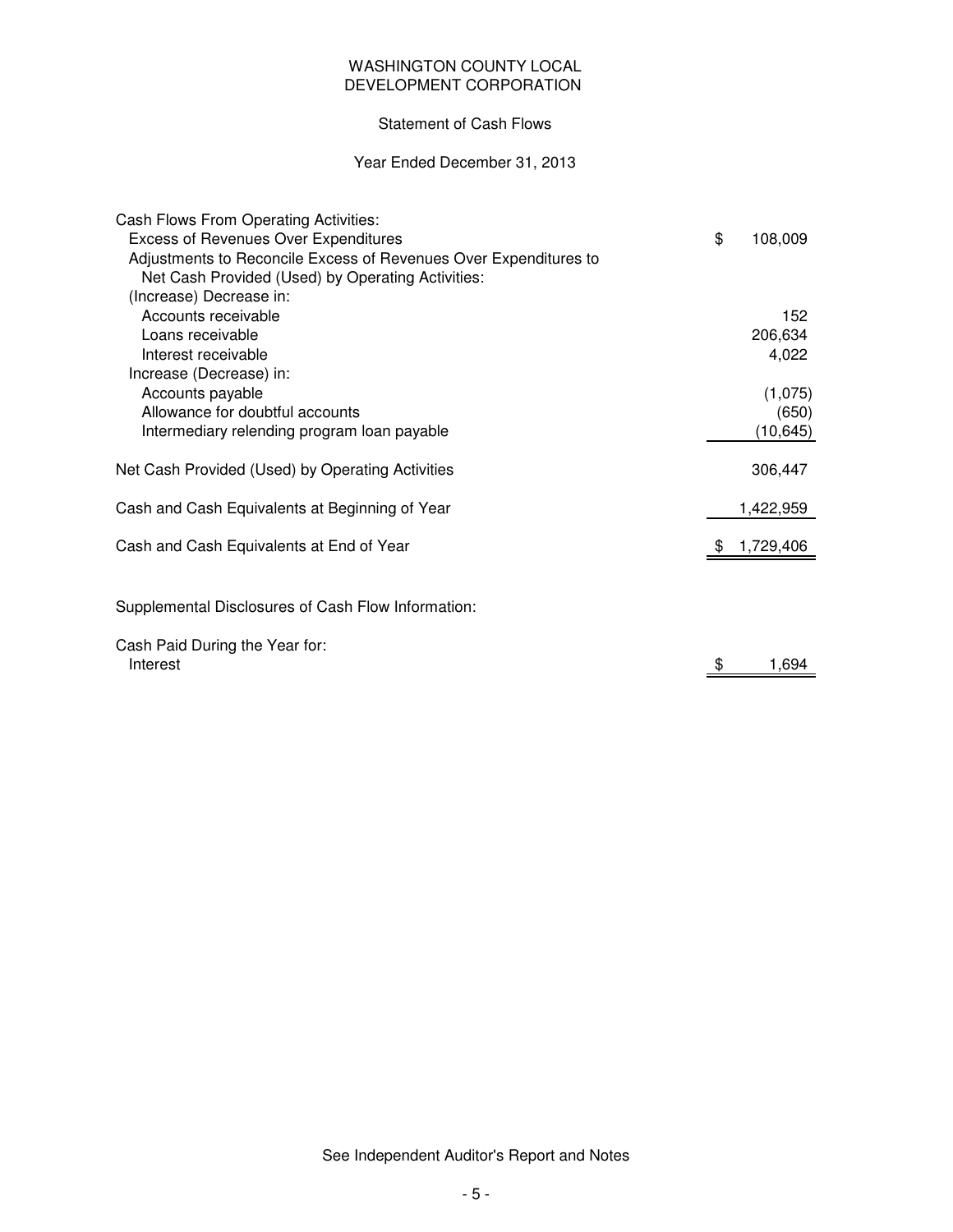# WASHINGTON COUNTY LOCAL DEVELOPMENT CORPORATION

## Statement of Cash Flows

### Year Ended December 31, 2013

| | |
|---|---|
| Cash Flows From Operating Activities: | |
| Excess of Revenues Over Expenditures | $ 108,009 |
| Adjustments to Reconcile Excess of Revenues Over Expenditures to Net Cash Provided (Used) by Operating Activities: | |
| (Increase) Decrease in: | |
| Accounts receivable | 152 |
| Loans receivable | 206,634 |
| Interest receivable | 4,022 |
| Increase (Decrease) in: | |
| Accounts payable | (1,075) |
| Allowance for doubtful accounts | (650) |
| Intermediary relending program loan payable | (10,645) |
| Net Cash Provided (Used) by Operating Activities | 306,447 |
| Cash and Cash Equivalents at Beginning of Year | 1,422,959 |
| Cash and Cash Equivalents at End of Year | $ 1,729,406 |

Supplemental Disclosures of Cash Flow Information:

| | |
|---|---|
| Cash Paid During the Year for: | |
| Interest | $ 1,694 |

See Independent Auditor's Report and Notes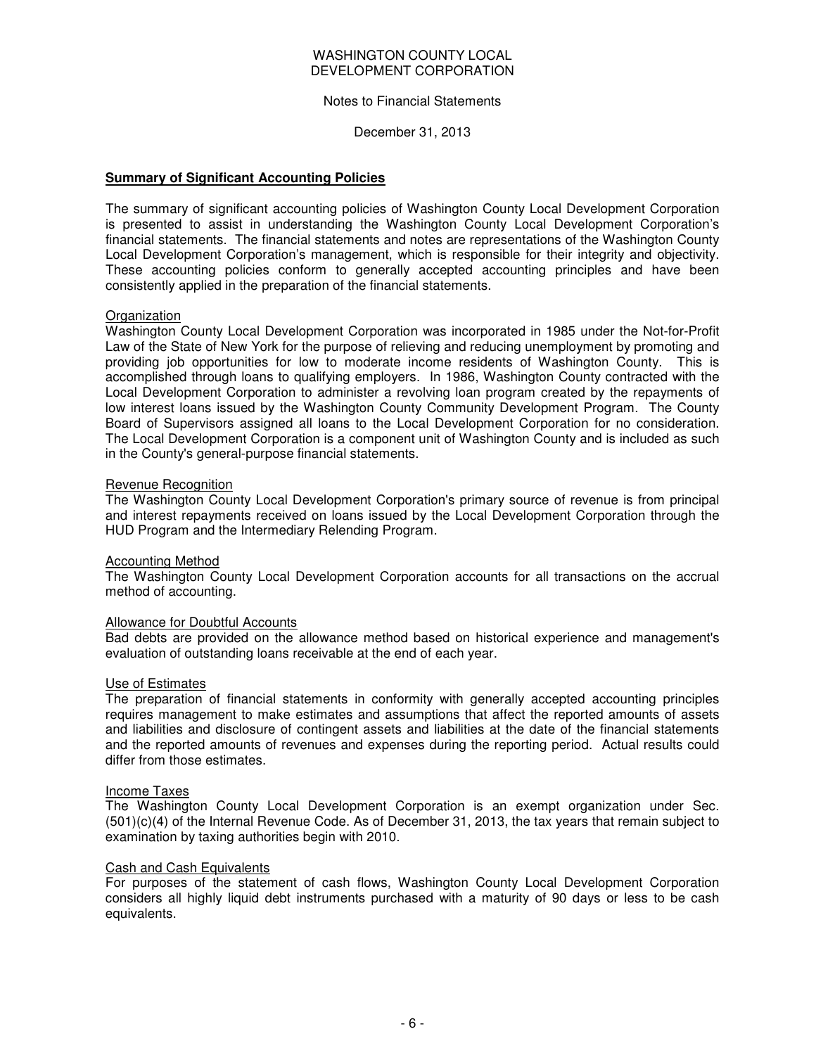WASHINGTON COUNTY LOCAL DEVELOPMENT CORPORATION

Notes to Financial Statements

December 31, 2013

## **Summary of Significant Accounting Policies**

The summary of significant accounting policies of Washington County Local Development Corporation is presented to assist in understanding the Washington County Local Development Corporation's financial statements. The financial statements and notes are representations of the Washington County Local Development Corporation's management, which is responsible for their integrity and objectivity. These accounting policies conform to generally accepted accounting principles and have been consistently applied in the preparation of the financial statements.

### Organization

Washington County Local Development Corporation was incorporated in 1985 under the Not-for-Profit Law of the State of New York for the purpose of relieving and reducing unemployment by promoting and providing job opportunities for low to moderate income residents of Washington County. This is accomplished through loans to qualifying employers. In 1986, Washington County contracted with the Local Development Corporation to administer a revolving loan program created by the repayments of low interest loans issued by the Washington County Community Development Program. The County Board of Supervisors assigned all loans to the Local Development Corporation for no consideration. The Local Development Corporation is a component unit of Washington County and is included as such in the County's general-purpose financial statements.

### Revenue Recognition

The Washington County Local Development Corporation's primary source of revenue is from principal and interest repayments received on loans issued by the Local Development Corporation through the HUD Program and the Intermediary Relending Program.

### Accounting Method

The Washington County Local Development Corporation accounts for all transactions on the accrual method of accounting.

### Allowance for Doubtful Accounts

Bad debts are provided on the allowance method based on historical experience and management's evaluation of outstanding loans receivable at the end of each year.

### Use of Estimates

The preparation of financial statements in conformity with generally accepted accounting principles requires management to make estimates and assumptions that affect the reported amounts of assets and liabilities and disclosure of contingent assets and liabilities at the date of the financial statements and the reported amounts of revenues and expenses during the reporting period. Actual results could differ from those estimates.

### Income Taxes

The Washington County Local Development Corporation is an exempt organization under Sec. (501)(c)(4) of the Internal Revenue Code. As of December 31, 2013, the tax years that remain subject to examination by taxing authorities begin with 2010.

### Cash and Cash Equivalents

For purposes of the statement of cash flows, Washington County Local Development Corporation considers all highly liquid debt instruments purchased with a maturity of 90 days or less to be cash equivalents.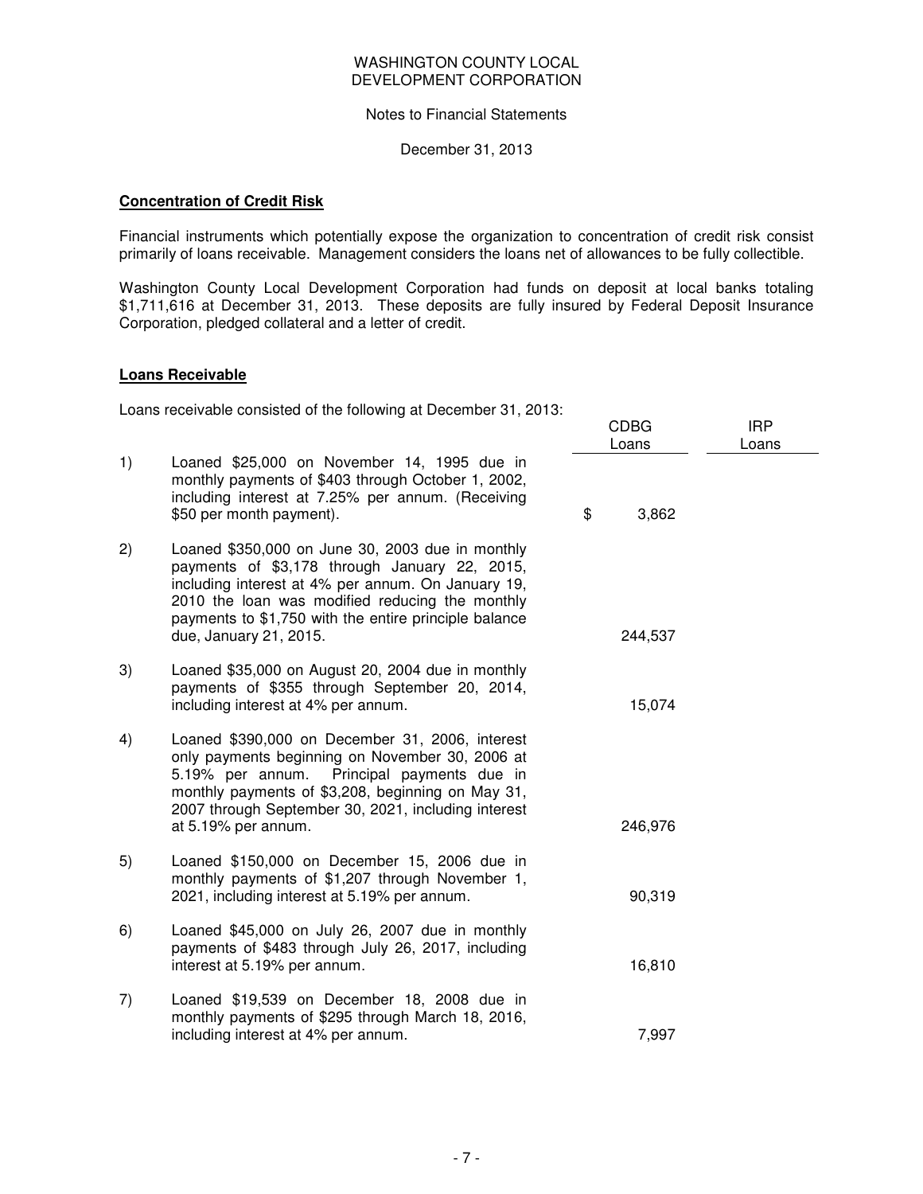WASHINGTON COUNTY LOCAL DEVELOPMENT CORPORATION

Notes to Financial Statements

December 31, 2013

**Concentration of Credit Risk**

Financial instruments which potentially expose the organization to concentration of credit risk consist primarily of loans receivable. Management considers the loans net of allowances to be fully collectible.

Washington County Local Development Corporation had funds on deposit at local banks totaling $1,711,616 at December 31, 2013. These deposits are fully insured by Federal Deposit Insurance Corporation, pledged collateral and a letter of credit.

**Loans Receivable**

Loans receivable consisted of the following at December 31, 2013:

| | | CDBG Loans | IRP Loans |
|---|---|---|---|
| 1) | Loaned $25,000 on November 14, 1995 due in monthly payments of $403 through October 1, 2002, including interest at 7.25% per annum. (Receiving $50 per month payment). | $ 3,862 | |
| 2) | Loaned $350,000 on June 30, 2003 due in monthly payments of $3,178 through January 22, 2015, including interest at 4% per annum. On January 19, 2010 the loan was modified reducing the monthly payments to $1,750 with the entire principle balance due, January 21, 2015. | 244,537 | |
| 3) | Loaned $35,000 on August 20, 2004 due in monthly payments of $355 through September 20, 2014, including interest at 4% per annum. | 15,074 | |
| 4) | Loaned $390,000 on December 31, 2006, interest only payments beginning on November 30, 2006 at 5.19% per annum. Principal payments due in monthly payments of $3,208, beginning on May 31, 2007 through September 30, 2021, including interest at 5.19% per annum. | 246,976 | |
| 5) | Loaned $150,000 on December 15, 2006 due in monthly payments of $1,207 through November 1, 2021, including interest at 5.19% per annum. | 90,319 | |
| 6) | Loaned $45,000 on July 26, 2007 due in monthly payments of $483 through July 26, 2017, including interest at 5.19% per annum. | 16,810 | |
| 7) | Loaned $19,539 on December 18, 2008 due in monthly payments of $295 through March 18, 2016, including interest at 4% per annum. | 7,997 | |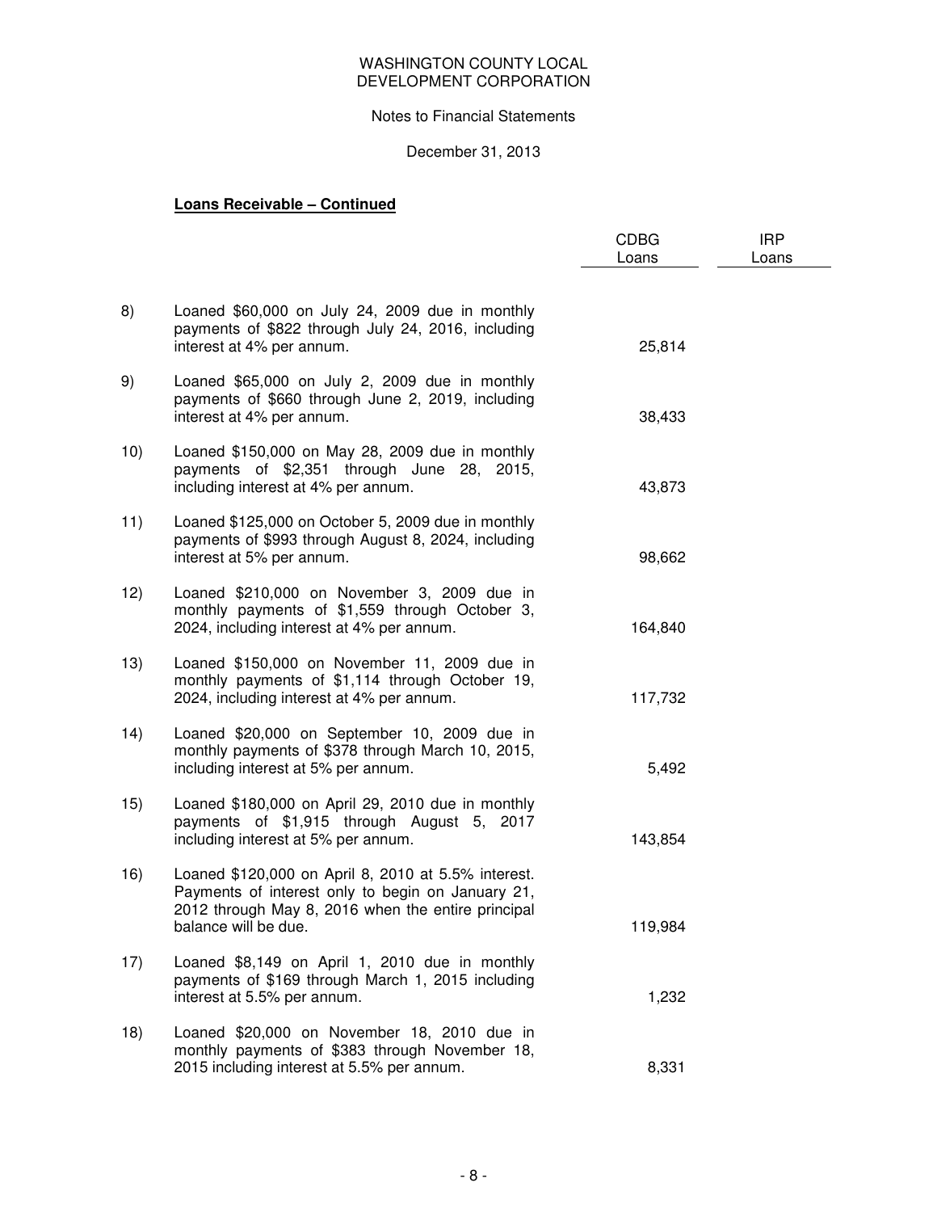WASHINGTON COUNTY LOCAL DEVELOPMENT CORPORATION

Notes to Financial Statements

December 31, 2013

**Loans Receivable – Continued**

| | | CDBG Loans | IRP Loans |
|---|---|---|---|
| 8) | Loaned $60,000 on July 24, 2009 due in monthly payments of $822 through July 24, 2016, including interest at 4% per annum. | 25,814 | |
| 9) | Loaned $65,000 on July 2, 2009 due in monthly payments of $660 through June 2, 2019, including interest at 4% per annum. | 38,433 | |
| 10) | Loaned $150,000 on May 28, 2009 due in monthly payments of $2,351 through June 28, 2015, including interest at 4% per annum. | 43,873 | |
| 11) | Loaned $125,000 on October 5, 2009 due in monthly payments of $993 through August 8, 2024, including interest at 5% per annum. | 98,662 | |
| 12) | Loaned $210,000 on November 3, 2009 due in monthly payments of $1,559 through October 3, 2024, including interest at 4% per annum. | 164,840 | |
| 13) | Loaned $150,000 on November 11, 2009 due in monthly payments of $1,114 through October 19, 2024, including interest at 4% per annum. | 117,732 | |
| 14) | Loaned $20,000 on September 10, 2009 due in monthly payments of $378 through March 10, 2015, including interest at 5% per annum. | 5,492 | |
| 15) | Loaned $180,000 on April 29, 2010 due in monthly payments of $1,915 through August 5, 2017 including interest at 5% per annum. | 143,854 | |
| 16) | Loaned $120,000 on April 8, 2010 at 5.5% interest. Payments of interest only to begin on January 21, 2012 through May 8, 2016 when the entire principal balance will be due. | 119,984 | |
| 17) | Loaned $8,149 on April 1, 2010 due in monthly payments of $169 through March 1, 2015 including interest at 5.5% per annum. | 1,232 | |
| 18) | Loaned $20,000 on November 18, 2010 due in monthly payments of $383 through November 18, 2015 including interest at 5.5% per annum. | 8,331 | |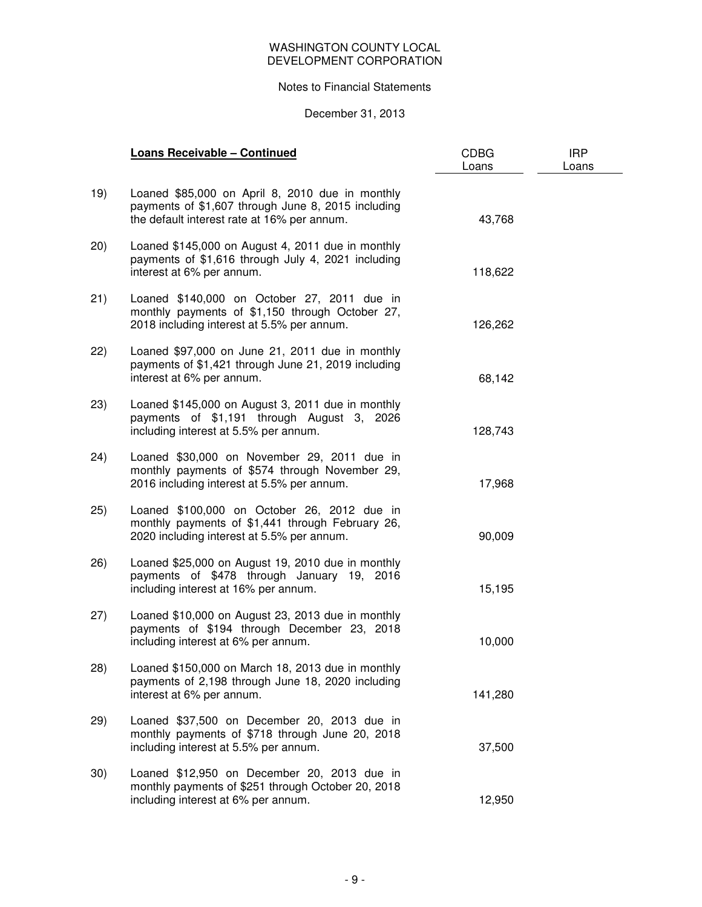WASHINGTON COUNTY LOCAL
DEVELOPMENT CORPORATION

Notes to Financial Statements

December 31, 2013

| | **Loans Receivable – Continued** | CDBG Loans | IRP Loans |
|---|---|---|---|
| 19) | Loaned $85,000 on April 8, 2010 due in monthly payments of $1,607 through June 8, 2015 including the default interest rate at 16% per annum. | 43,768 | |
| 20) | Loaned $145,000 on August 4, 2011 due in monthly payments of $1,616 through July 4, 2021 including interest at 6% per annum. | 118,622 | |
| 21) | Loaned $140,000 on October 27, 2011 due in monthly payments of $1,150 through October 27, 2018 including interest at 5.5% per annum. | 126,262 | |
| 22) | Loaned $97,000 on June 21, 2011 due in monthly payments of $1,421 through June 21, 2019 including interest at 6% per annum. | 68,142 | |
| 23) | Loaned $145,000 on August 3, 2011 due in monthly payments of $1,191 through August 3, 2026 including interest at 5.5% per annum. | 128,743 | |
| 24) | Loaned $30,000 on November 29, 2011 due in monthly payments of $574 through November 29, 2016 including interest at 5.5% per annum. | 17,968 | |
| 25) | Loaned $100,000 on October 26, 2012 due in monthly payments of $1,441 through February 26, 2020 including interest at 5.5% per annum. | 90,009 | |
| 26) | Loaned $25,000 on August 19, 2010 due in monthly payments of $478 through January 19, 2016 including interest at 16% per annum. | 15,195 | |
| 27) | Loaned $10,000 on August 23, 2013 due in monthly payments of $194 through December 23, 2018 including interest at 6% per annum. | 10,000 | |
| 28) | Loaned $150,000 on March 18, 2013 due in monthly payments of 2,198 through June 18, 2020 including interest at 6% per annum. | 141,280 | |
| 29) | Loaned $37,500 on December 20, 2013 due in monthly payments of $718 through June 20, 2018 including interest at 5.5% per annum. | 37,500 | |
| 30) | Loaned $12,950 on December 20, 2013 due in monthly payments of $251 through October 20, 2018 including interest at 6% per annum. | 12,950 | |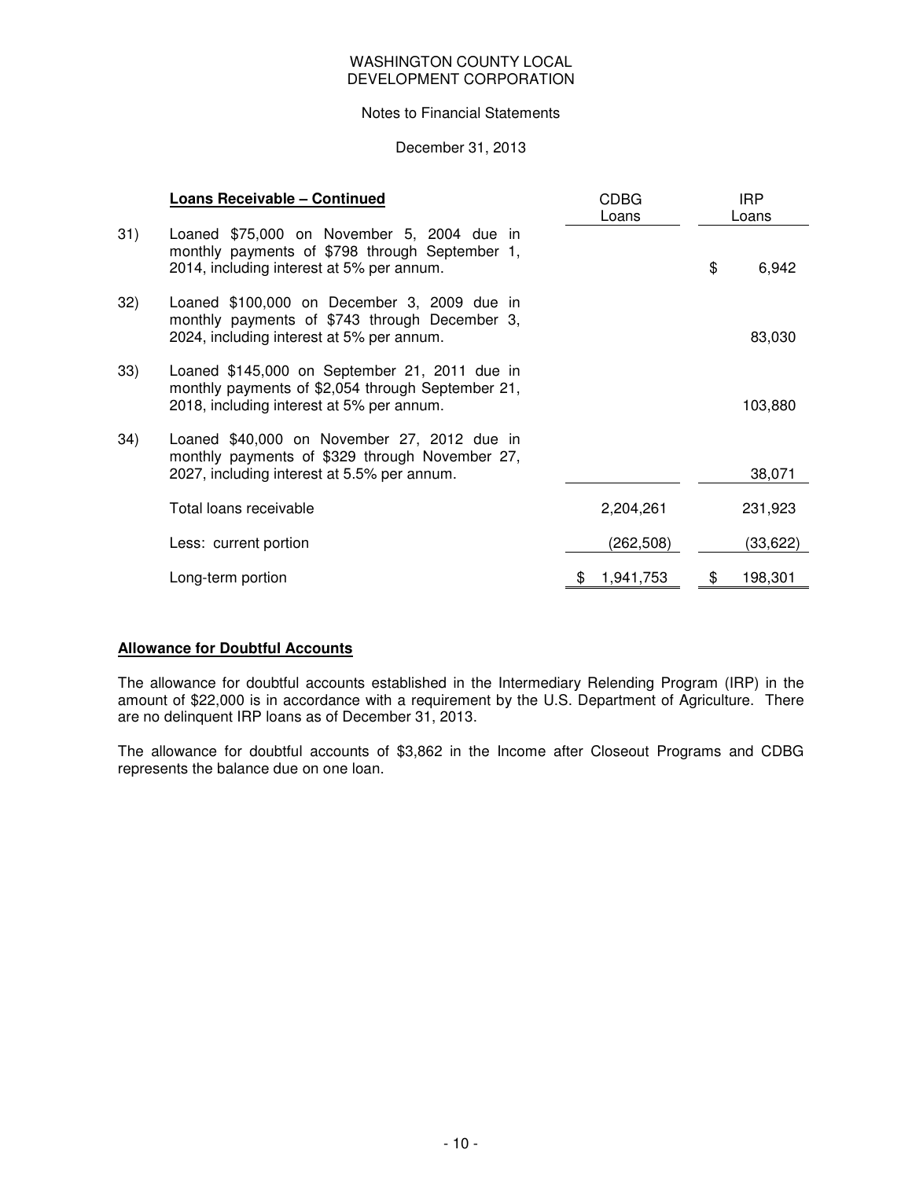WASHINGTON COUNTY LOCAL DEVELOPMENT CORPORATION

Notes to Financial Statements

December 31, 2013

| | **Loans Receivable – Continued** | CDBG Loans | IRP Loans |
|---|---|---|---|
| 31) | Loaned $75,000 on November 5, 2004 due in monthly payments of $798 through September 1, 2014, including interest at 5% per annum. | | $ 6,942 |
| 32) | Loaned $100,000 on December 3, 2009 due in monthly payments of $743 through December 3, 2024, including interest at 5% per annum. | | 83,030 |
| 33) | Loaned $145,000 on September 21, 2011 due in monthly payments of $2,054 through September 21, 2018, including interest at 5% per annum. | | 103,880 |
| 34) | Loaned $40,000 on November 27, 2012 due in monthly payments of $329 through November 27, 2027, including interest at 5.5% per annum. | | 38,071 |
| | Total loans receivable | 2,204,261 | 231,923 |
| | Less: current portion | (262,508) | (33,622) |
| | Long-term portion | $ 1,941,753 | $ 198,301 |

**Allowance for Doubtful Accounts**

The allowance for doubtful accounts established in the Intermediary Relending Program (IRP) in the amount of $22,000 is in accordance with a requirement by the U.S. Department of Agriculture. There are no delinquent IRP loans as of December 31, 2013.

The allowance for doubtful accounts of $3,862 in the Income after Closeout Programs and CDBG represents the balance due on one loan.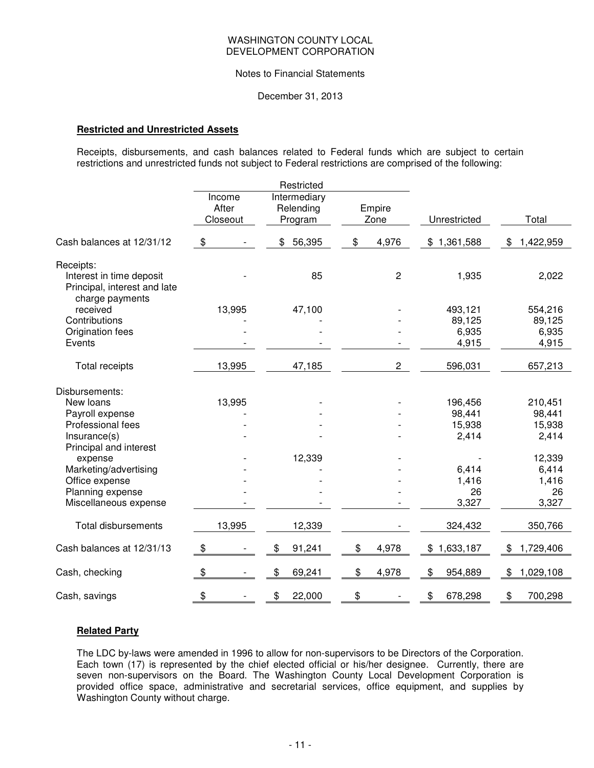WASHINGTON COUNTY LOCAL DEVELOPMENT CORPORATION

Notes to Financial Statements

December 31, 2013

**Restricted and Unrestricted Assets**

Receipts, disbursements, and cash balances related to Federal funds which are subject to certain restrictions and unrestricted funds not subject to Federal restrictions are comprised of the following:

| | Restricted | | | | |
|---|---|---|---|---|---|
| | Income After Closeout | Intermediary Relending Program | Empire Zone | Unrestricted | Total |
| Cash balances at 12/31/12 | $ - | $ 56,395 | $ 4,976 | $ 1,361,588 | $ 1,422,959 |
| Receipts: | | | | | |
| Interest in time deposit | - | 85 | 2 | 1,935 | 2,022 |
| Principal, interest and late charge payments received | 13,995 | 47,100 | - | 493,121 | 554,216 |
| Contributions | - | - | - | 89,125 | 89,125 |
| Origination fees | - | - | - | 6,935 | 6,935 |
| Events | - | - | - | 4,915 | 4,915 |
| Total receipts | 13,995 | 47,185 | 2 | 596,031 | 657,213 |
| Disbursements: | | | | | |
| New loans | 13,995 | - | - | 196,456 | 210,451 |
| Payroll expense | - | - | - | 98,441 | 98,441 |
| Professional fees | - | - | - | 15,938 | 15,938 |
| Insurance(s) | - | - | - | 2,414 | 2,414 |
| Principal and interest expense | - | 12,339 | - | - | 12,339 |
| Marketing/advertising | - | - | - | 6,414 | 6,414 |
| Office expense | - | - | - | 1,416 | 1,416 |
| Planning expense | - | - | - | 26 | 26 |
| Miscellaneous expense | - | - | - | 3,327 | 3,327 |
| Total disbursements | 13,995 | 12,339 | - | 324,432 | 350,766 |
| Cash balances at 12/31/13 | $ - | $ 91,241 | $ 4,978 | $ 1,633,187 | $ 1,729,406 |
| Cash, checking | $ - | $ 69,241 | $ 4,978 | $ 954,889 | $ 1,029,108 |
| Cash, savings | $ - | $ 22,000 | $ - | $ 678,298 | $ 700,298 |

**Related Party**

The LDC by-laws were amended in 1996 to allow for non-supervisors to be Directors of the Corporation. Each town (17) is represented by the chief elected official or his/her designee. Currently, there are seven non-supervisors on the Board. The Washington County Local Development Corporation is provided office space, administrative and secretarial services, office equipment, and supplies by Washington County without charge.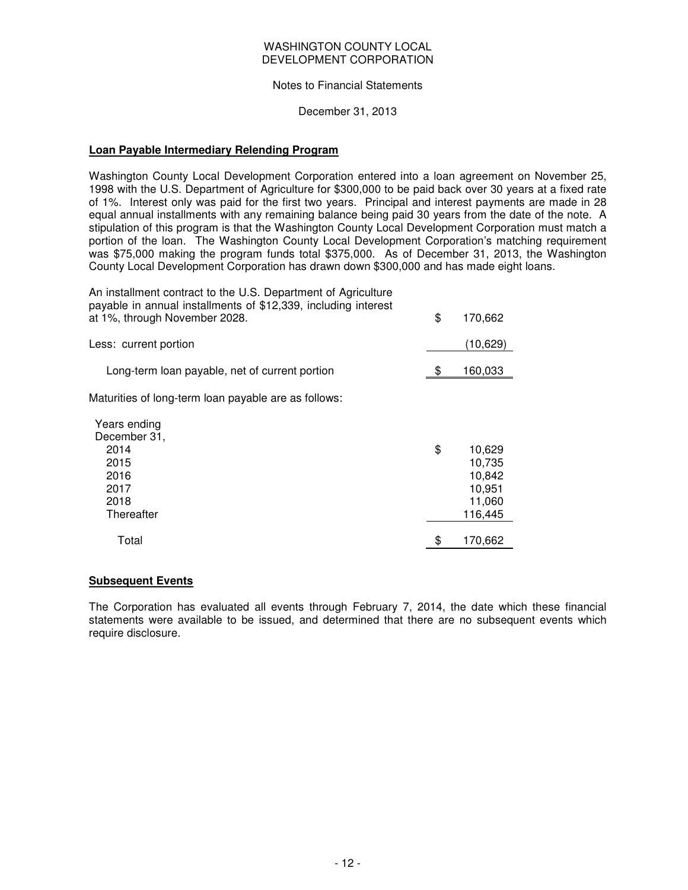WASHINGTON COUNTY LOCAL
DEVELOPMENT CORPORATION

Notes to Financial Statements

December 31, 2013

**Loan Payable Intermediary Relending Program**

Washington County Local Development Corporation entered into a loan agreement on November 25, 1998 with the U.S. Department of Agriculture for $300,000 to be paid back over 30 years at a fixed rate of 1%. Interest only was paid for the first two years. Principal and interest payments are made in 28 equal annual installments with any remaining balance being paid 30 years from the date of the note. A stipulation of this program is that the Washington County Local Development Corporation must match a portion of the loan. The Washington County Local Development Corporation's matching requirement was $75,000 making the program funds total $375,000. As of December 31, 2013, the Washington County Local Development Corporation has drawn down $300,000 and has made eight loans.

| | |
|---|---|
| An installment contract to the U.S. Department of Agriculture payable in annual installments of $12,339, including interest at 1%, through November 2028. | $ 170,662 |
| Less: current portion | (10,629) |
| Long-term loan payable, net of current portion | $ 160,033 |

Maturities of long-term loan payable are as follows:

| Years ending December 31, | |
|---|---|
| 2014 | $ 10,629 |
| 2015 | 10,735 |
| 2016 | 10,842 |
| 2017 | 10,951 |
| 2018 | 11,060 |
| Thereafter | 116,445 |
| Total | $ 170,662 |

**Subsequent Events**

The Corporation has evaluated all events through February 7, 2014, the date which these financial statements were available to be issued, and determined that there are no subsequent events which require disclosure.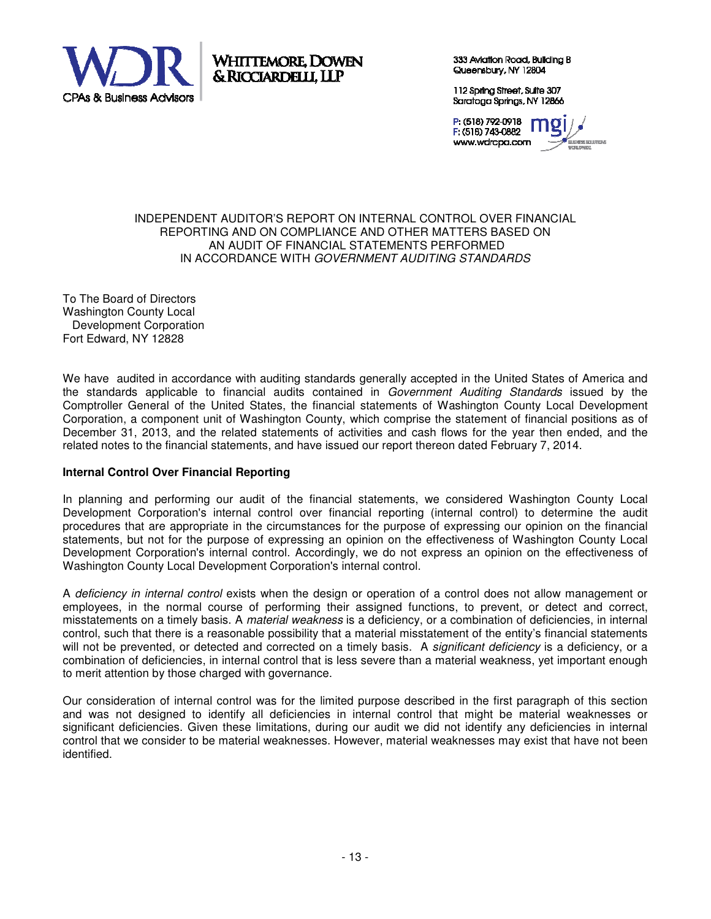WHITTEMORE, DOWEN & RICCIARDELLI, LLP

CPAs & Business Advisors

333 Aviation Road, Building B
Queensbury, NY 12804

112 Spring Street, Suite 307
Saratoga Springs, NY 12866

P: (518) 792-0918
F: (518) 743-0882
www.wdrcpa.com

# INDEPENDENT AUDITOR'S REPORT ON INTERNAL CONTROL OVER FINANCIAL REPORTING AND ON COMPLIANCE AND OTHER MATTERS BASED ON AN AUDIT OF FINANCIAL STATEMENTS PERFORMED IN ACCORDANCE WITH *GOVERNMENT AUDITING STANDARDS*

To The Board of Directors
Washington County Local
Development Corporation
Fort Edward, NY 12828

We have audited in accordance with auditing standards generally accepted in the United States of America and the standards applicable to financial audits contained in *Government Auditing Standards* issued by the Comptroller General of the United States, the financial statements of Washington County Local Development Corporation, a component unit of Washington County, which comprise the statement of financial positions as of December 31, 2013, and the related statements of activities and cash flows for the year then ended, and the related notes to the financial statements, and have issued our report thereon dated February 7, 2014.

**Internal Control Over Financial Reporting**

In planning and performing our audit of the financial statements, we considered Washington County Local Development Corporation's internal control over financial reporting (internal control) to determine the audit procedures that are appropriate in the circumstances for the purpose of expressing our opinion on the financial statements, but not for the purpose of expressing an opinion on the effectiveness of Washington County Local Development Corporation's internal control. Accordingly, we do not express an opinion on the effectiveness of Washington County Local Development Corporation's internal control.

A *deficiency in internal control* exists when the design or operation of a control does not allow management or employees, in the normal course of performing their assigned functions, to prevent, or detect and correct, misstatements on a timely basis. A *material weakness* is a deficiency, or a combination of deficiencies, in internal control, such that there is a reasonable possibility that a material misstatement of the entity's financial statements will not be prevented, or detected and corrected on a timely basis. A *significant deficiency* is a deficiency, or a combination of deficiencies, in internal control that is less severe than a material weakness, yet important enough to merit attention by those charged with governance.

Our consideration of internal control was for the limited purpose described in the first paragraph of this section and was not designed to identify all deficiencies in internal control that might be material weaknesses or significant deficiencies. Given these limitations, during our audit we did not identify any deficiencies in internal control that we consider to be material weaknesses. However, material weaknesses may exist that have not been identified.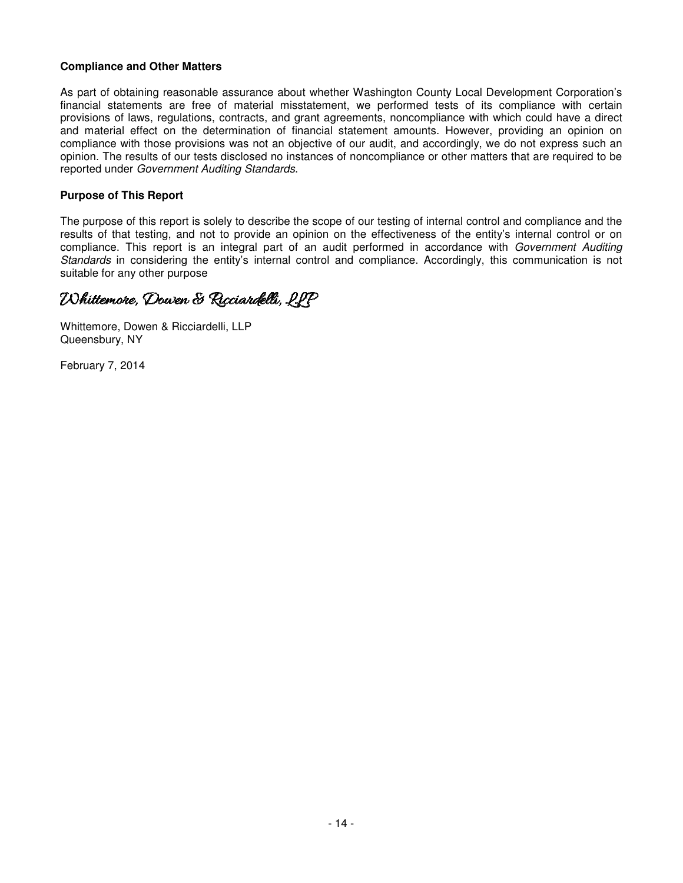**Compliance and Other Matters**

As part of obtaining reasonable assurance about whether Washington County Local Development Corporation's financial statements are free of material misstatement, we performed tests of its compliance with certain provisions of laws, regulations, contracts, and grant agreements, noncompliance with which could have a direct and material effect on the determination of financial statement amounts. However, providing an opinion on compliance with those provisions was not an objective of our audit, and accordingly, we do not express such an opinion. The results of our tests disclosed no instances of noncompliance or other matters that are required to be reported under *Government Auditing Standards*.

**Purpose of This Report**

The purpose of this report is solely to describe the scope of our testing of internal control and compliance and the results of that testing, and not to provide an opinion on the effectiveness of the entity's internal control or on compliance. This report is an integral part of an audit performed in accordance with *Government Auditing Standards* in considering the entity's internal control and compliance. Accordingly, this communication is not suitable for any other purpose

*Whittemore, Dowen & Ricciardelli, LLP*

Whittemore, Dowen & Ricciardelli, LLP
Queensbury, NY

February 7, 2014